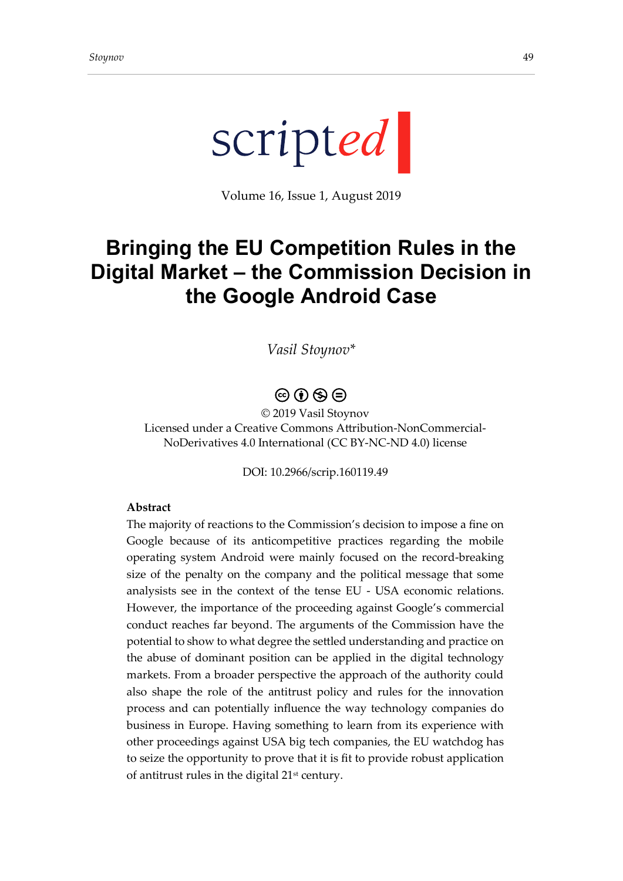scripted

Volume 16, Issue 1, August 2019

# Bringing the EU Competition Rules in the Digital Market – the Commission Decision in the Google Android Case

*Vasil Stoynov**

© 2019 Vasil Stoynov
Licensed under a Creative Commons Attribution-NonCommercial-NoDerivatives 4.0 International (CC BY-NC-ND 4.0) license

DOI: 10.2966/scrip.160119.49

**Abstract**

The majority of reactions to the Commission's decision to impose a fine on Google because of its anticompetitive practices regarding the mobile operating system Android were mainly focused on the record-breaking size of the penalty on the company and the political message that some analysists see in the context of the tense EU - USA economic relations. However, the importance of the proceeding against Google's commercial conduct reaches far beyond. The arguments of the Commission have the potential to show to what degree the settled understanding and practice on the abuse of dominant position can be applied in the digital technology markets. From a broader perspective the approach of the authority could also shape the role of the antitrust policy and rules for the innovation process and can potentially influence the way technology companies do business in Europe. Having something to learn from its experience with other proceedings against USA big tech companies, the EU watchdog has to seize the opportunity to prove that it is fit to provide robust application of antitrust rules in the digital 21st century.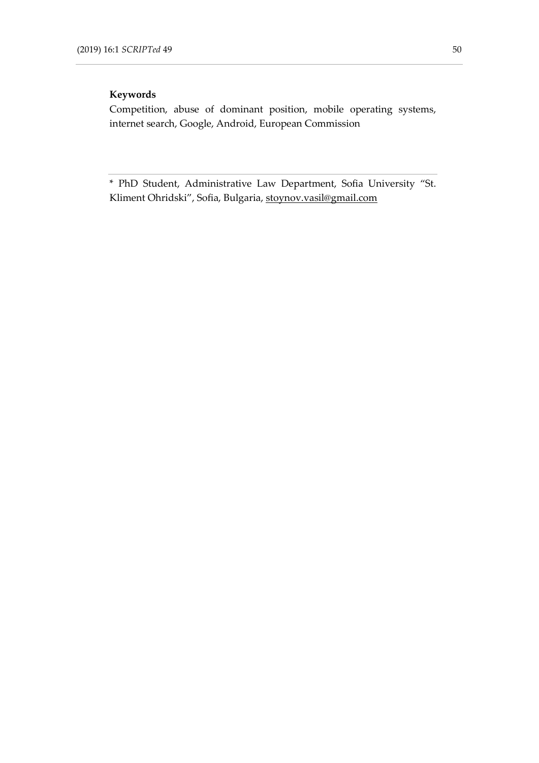**Keywords**

Competition, abuse of dominant position, mobile operating systems, internet search, Google, Android, European Commission

---

* PhD Student, Administrative Law Department, Sofia University "St. Kliment Ohridski", Sofia, Bulgaria, stoynov.vasil@gmail.com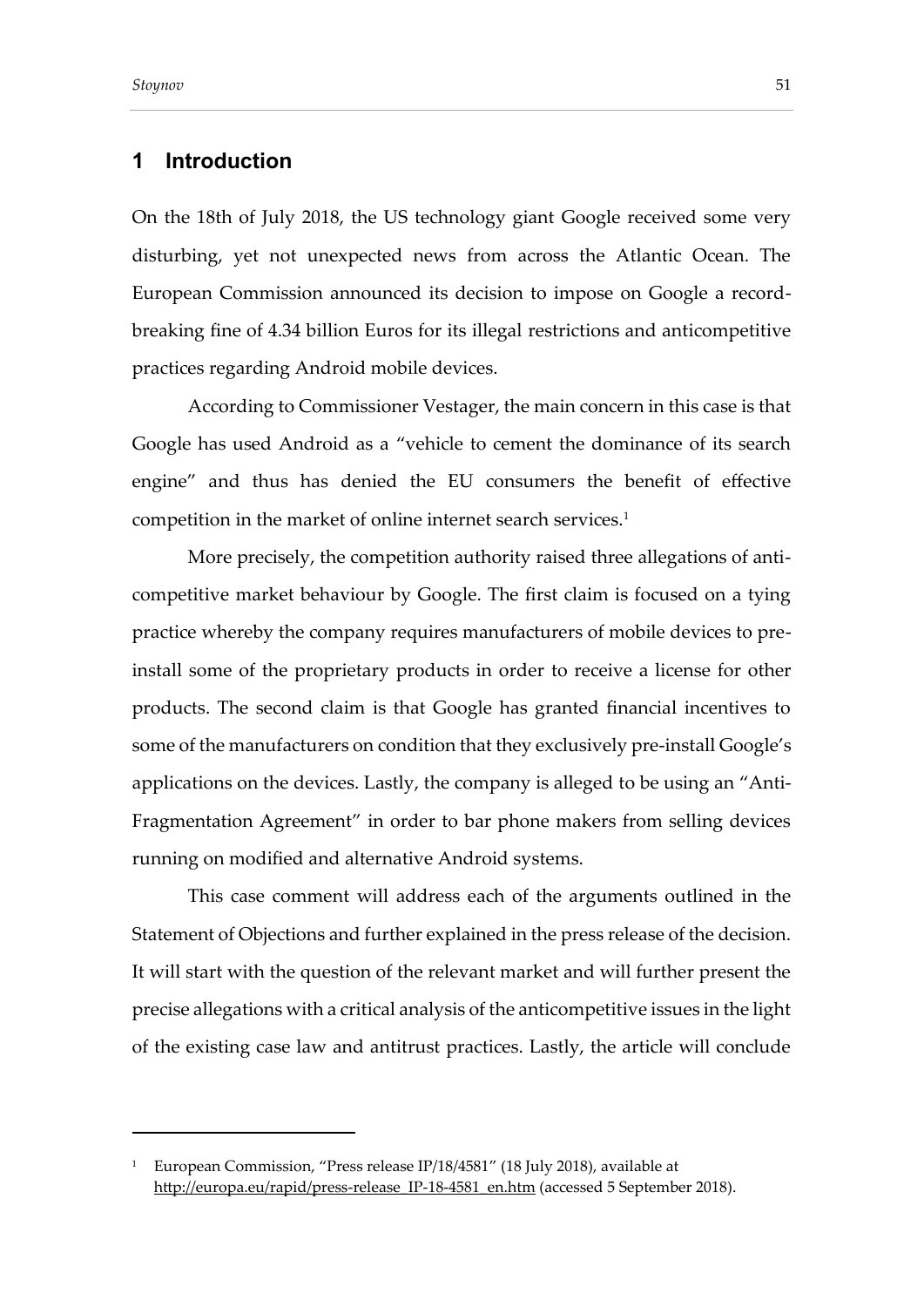## 1 Introduction

On the 18th of July 2018, the US technology giant Google received some very disturbing, yet not unexpected news from across the Atlantic Ocean. The European Commission announced its decision to impose on Google a record-breaking fine of 4.34 billion Euros for its illegal restrictions and anticompetitive practices regarding Android mobile devices.

According to Commissioner Vestager, the main concern in this case is that Google has used Android as a "vehicle to cement the dominance of its search engine" and thus has denied the EU consumers the benefit of effective competition in the market of online internet search services.[1]

More precisely, the competition authority raised three allegations of anti-competitive market behaviour by Google. The first claim is focused on a tying practice whereby the company requires manufacturers of mobile devices to pre-install some of the proprietary products in order to receive a license for other products. The second claim is that Google has granted financial incentives to some of the manufacturers on condition that they exclusively pre-install Google's applications on the devices. Lastly, the company is alleged to be using an "Anti-Fragmentation Agreement" in order to bar phone makers from selling devices running on modified and alternative Android systems.

This case comment will address each of the arguments outlined in the Statement of Objections and further explained in the press release of the decision. It will start with the question of the relevant market and will further present the precise allegations with a critical analysis of the anticompetitive issues in the light of the existing case law and antitrust practices. Lastly, the article will conclude

---

[1] European Commission, "Press release IP/18/4581" (18 July 2018), available at http://europa.eu/rapid/press-release_IP-18-4581_en.htm (accessed 5 September 2018).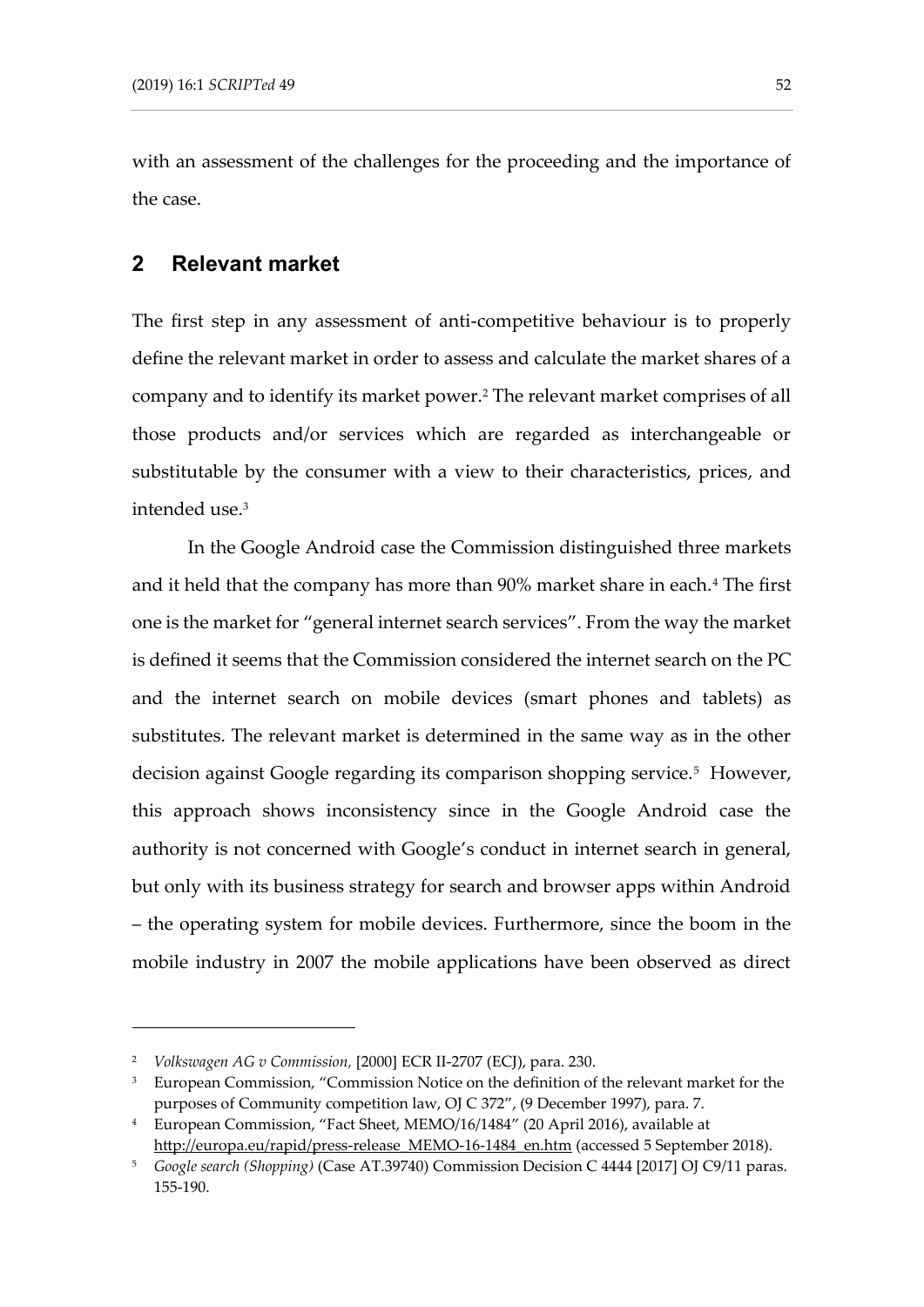with an assessment of the challenges for the proceeding and the importance of the case.

## 2 Relevant market

The first step in any assessment of anti-competitive behaviour is to properly define the relevant market in order to assess and calculate the market shares of a company and to identify its market power.[2] The relevant market comprises of all those products and/or services which are regarded as interchangeable or substitutable by the consumer with a view to their characteristics, prices, and intended use.[3]

In the Google Android case the Commission distinguished three markets and it held that the company has more than 90% market share in each.[4] The first one is the market for "general internet search services". From the way the market is defined it seems that the Commission considered the internet search on the PC and the internet search on mobile devices (smart phones and tablets) as substitutes. The relevant market is determined in the same way as in the other decision against Google regarding its comparison shopping service.[5] However, this approach shows inconsistency since in the Google Android case the authority is not concerned with Google's conduct in internet search in general, but only with its business strategy for search and browser apps within Android – the operating system for mobile devices. Furthermore, since the boom in the mobile industry in 2007 the mobile applications have been observed as direct

---

[2] *Volkswagen AG v Commission,* [2000] ECR II-2707 (ECJ), para. 230.

[3] European Commission, "Commission Notice on the definition of the relevant market for the purposes of Community competition law, OJ C 372", (9 December 1997), para. 7.

[4] European Commission, "Fact Sheet, MEMO/16/1484" (20 April 2016), available at http://europa.eu/rapid/press-release_MEMO-16-1484_en.htm (accessed 5 September 2018).

[5] *Google search (Shopping)* (Case AT.39740) Commission Decision C 4444 [2017] OJ C9/11 paras. 155-190.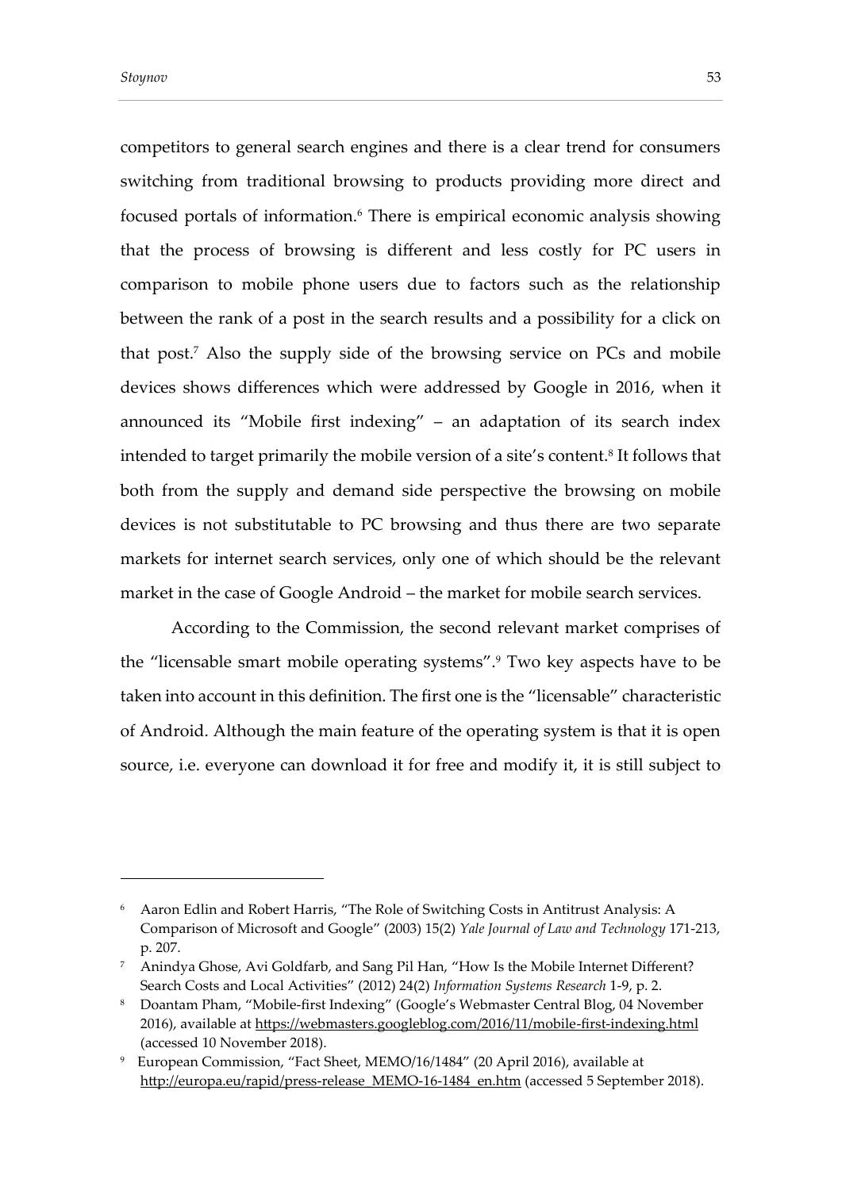competitors to general search engines and there is a clear trend for consumers switching from traditional browsing to products providing more direct and focused portals of information.[6] There is empirical economic analysis showing that the process of browsing is different and less costly for PC users in comparison to mobile phone users due to factors such as the relationship between the rank of a post in the search results and a possibility for a click on that post.[7] Also the supply side of the browsing service on PCs and mobile devices shows differences which were addressed by Google in 2016, when it announced its "Mobile first indexing" – an adaptation of its search index intended to target primarily the mobile version of a site's content.[8] It follows that both from the supply and demand side perspective the browsing on mobile devices is not substitutable to PC browsing and thus there are two separate markets for internet search services, only one of which should be the relevant market in the case of Google Android – the market for mobile search services.

According to the Commission, the second relevant market comprises of the "licensable smart mobile operating systems".[9] Two key aspects have to be taken into account in this definition. The first one is the "licensable" characteristic of Android. Although the main feature of the operating system is that it is open source, i.e. everyone can download it for free and modify it, it is still subject to

---

[6] Aaron Edlin and Robert Harris, "The Role of Switching Costs in Antitrust Analysis: A Comparison of Microsoft and Google" (2003) 15(2) *Yale Journal of Law and Technology* 171-213, p. 207.

[7] Anindya Ghose, Avi Goldfarb, and Sang Pil Han, "How Is the Mobile Internet Different? Search Costs and Local Activities" (2012) 24(2) *Information Systems Research* 1-9, p. 2.

[8] Doantam Pham, "Mobile-first Indexing" (Google's Webmaster Central Blog, 04 November 2016), available at https://webmasters.googleblog.com/2016/11/mobile-first-indexing.html (accessed 10 November 2018).

[9] European Commission, "Fact Sheet, MEMO/16/1484" (20 April 2016), available at http://europa.eu/rapid/press-release_MEMO-16-1484_en.htm (accessed 5 September 2018).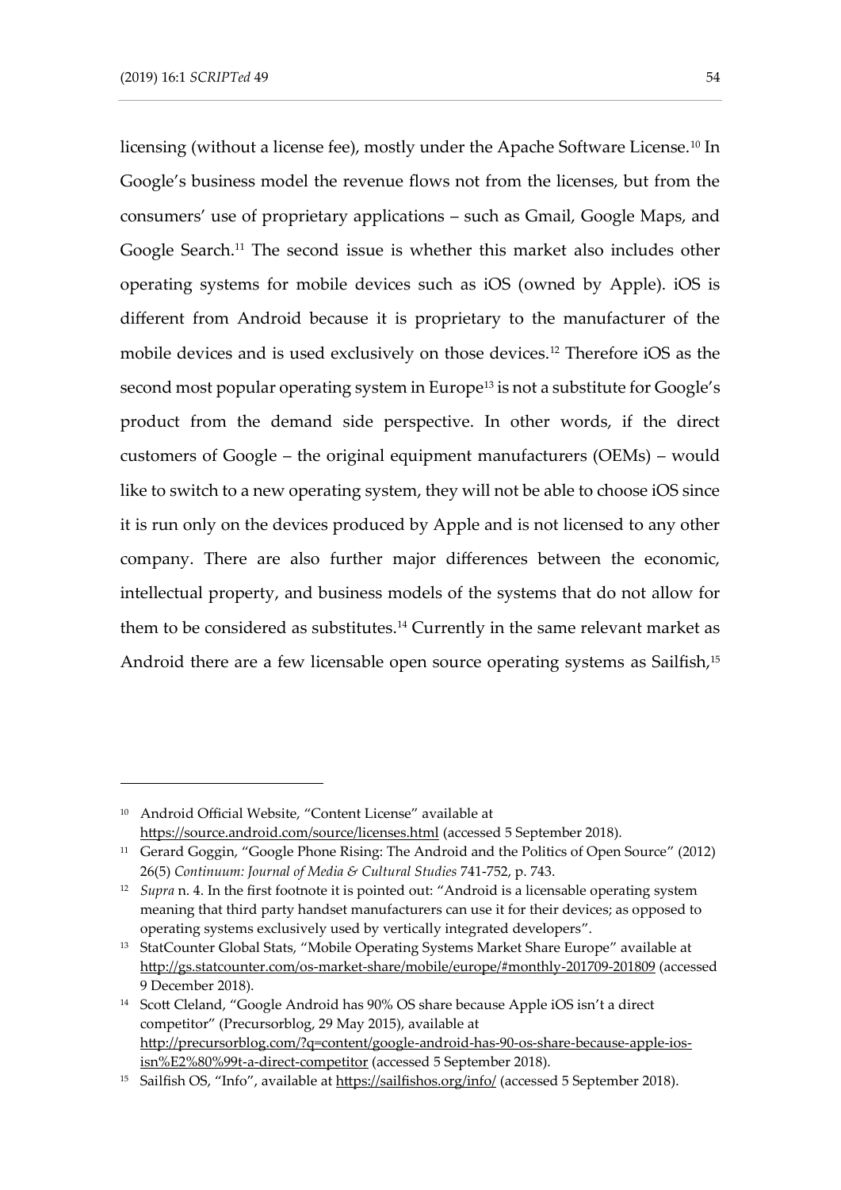licensing (without a license fee), mostly under the Apache Software License.[10] In Google's business model the revenue flows not from the licenses, but from the consumers' use of proprietary applications – such as Gmail, Google Maps, and Google Search.[11] The second issue is whether this market also includes other operating systems for mobile devices such as iOS (owned by Apple). iOS is different from Android because it is proprietary to the manufacturer of the mobile devices and is used exclusively on those devices.[12] Therefore iOS as the second most popular operating system in Europe[13] is not a substitute for Google's product from the demand side perspective. In other words, if the direct customers of Google – the original equipment manufacturers (OEMs) – would like to switch to a new operating system, they will not be able to choose iOS since it is run only on the devices produced by Apple and is not licensed to any other company. There are also further major differences between the economic, intellectual property, and business models of the systems that do not allow for them to be considered as substitutes.[14] Currently in the same relevant market as Android there are a few licensable open source operating systems as Sailfish,[15]

---

[10] Android Official Website, "Content License" available at https://source.android.com/source/licenses.html (accessed 5 September 2018).

[11] Gerard Goggin, "Google Phone Rising: The Android and the Politics of Open Source" (2012) 26(5) *Continuum: Journal of Media & Cultural Studies* 741-752, p. 743.

[12] *Supra* n. 4. In the first footnote it is pointed out: "Android is a licensable operating system meaning that third party handset manufacturers can use it for their devices; as opposed to operating systems exclusively used by vertically integrated developers".

[13] StatCounter Global Stats, "Mobile Operating Systems Market Share Europe" available at http://gs.statcounter.com/os-market-share/mobile/europe/#monthly-201709-201809 (accessed 9 December 2018).

[14] Scott Cleland, "Google Android has 90% OS share because Apple iOS isn't a direct competitor" (Precursorblog, 29 May 2015), available at http://precursorblog.com/?q=content/google-android-has-90-os-share-because-apple-ios-isn%E2%80%99t-a-direct-competitor (accessed 5 September 2018).

[15] Sailfish OS, "Info", available at https://sailfishos.org/info/ (accessed 5 September 2018).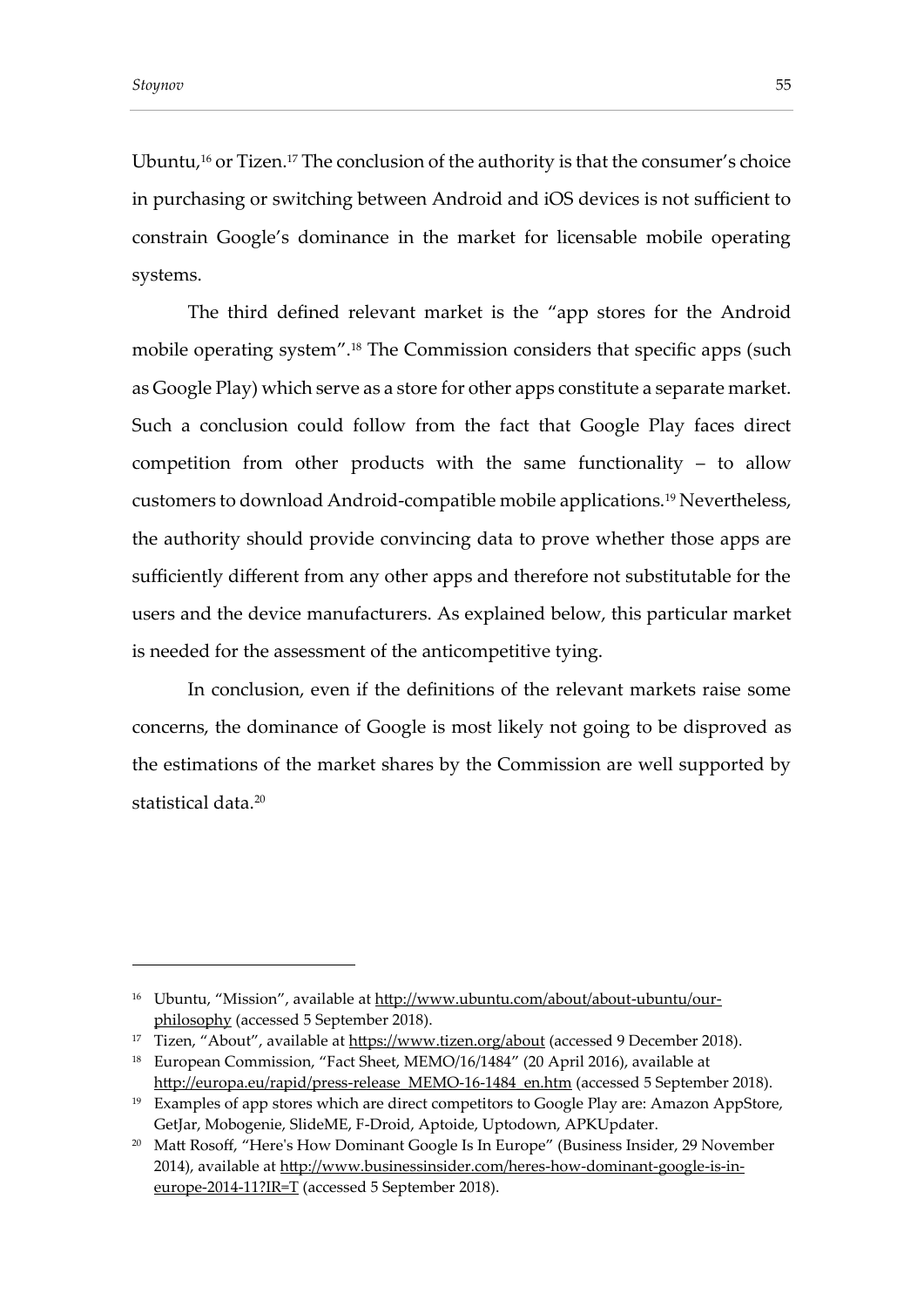Ubuntu,[16] or Tizen.[17] The conclusion of the authority is that the consumer's choice in purchasing or switching between Android and iOS devices is not sufficient to constrain Google's dominance in the market for licensable mobile operating systems.

The third defined relevant market is the "app stores for the Android mobile operating system".[18] The Commission considers that specific apps (such as Google Play) which serve as a store for other apps constitute a separate market. Such a conclusion could follow from the fact that Google Play faces direct competition from other products with the same functionality – to allow customers to download Android-compatible mobile applications.[19] Nevertheless, the authority should provide convincing data to prove whether those apps are sufficiently different from any other apps and therefore not substitutable for the users and the device manufacturers. As explained below, this particular market is needed for the assessment of the anticompetitive tying.

In conclusion, even if the definitions of the relevant markets raise some concerns, the dominance of Google is most likely not going to be disproved as the estimations of the market shares by the Commission are well supported by statistical data.[20]

---

[16] Ubuntu, "Mission", available at http://www.ubuntu.com/about/about-ubuntu/our-philosophy (accessed 5 September 2018).

[17] Tizen, "About", available at https://www.tizen.org/about (accessed 9 December 2018).

[18] European Commission, "Fact Sheet, MEMO/16/1484" (20 April 2016), available at http://europa.eu/rapid/press-release_MEMO-16-1484_en.htm (accessed 5 September 2018).

[19] Examples of app stores which are direct competitors to Google Play are: Amazon AppStore, GetJar, Mobogenie, SlideME, F-Droid, Aptoide, Uptodown, APKUpdater.

[20] Matt Rosoff, "Here's How Dominant Google Is In Europe" (Business Insider, 29 November 2014), available at http://www.businessinsider.com/heres-how-dominant-google-is-in-europe-2014-11?IR=T (accessed 5 September 2018).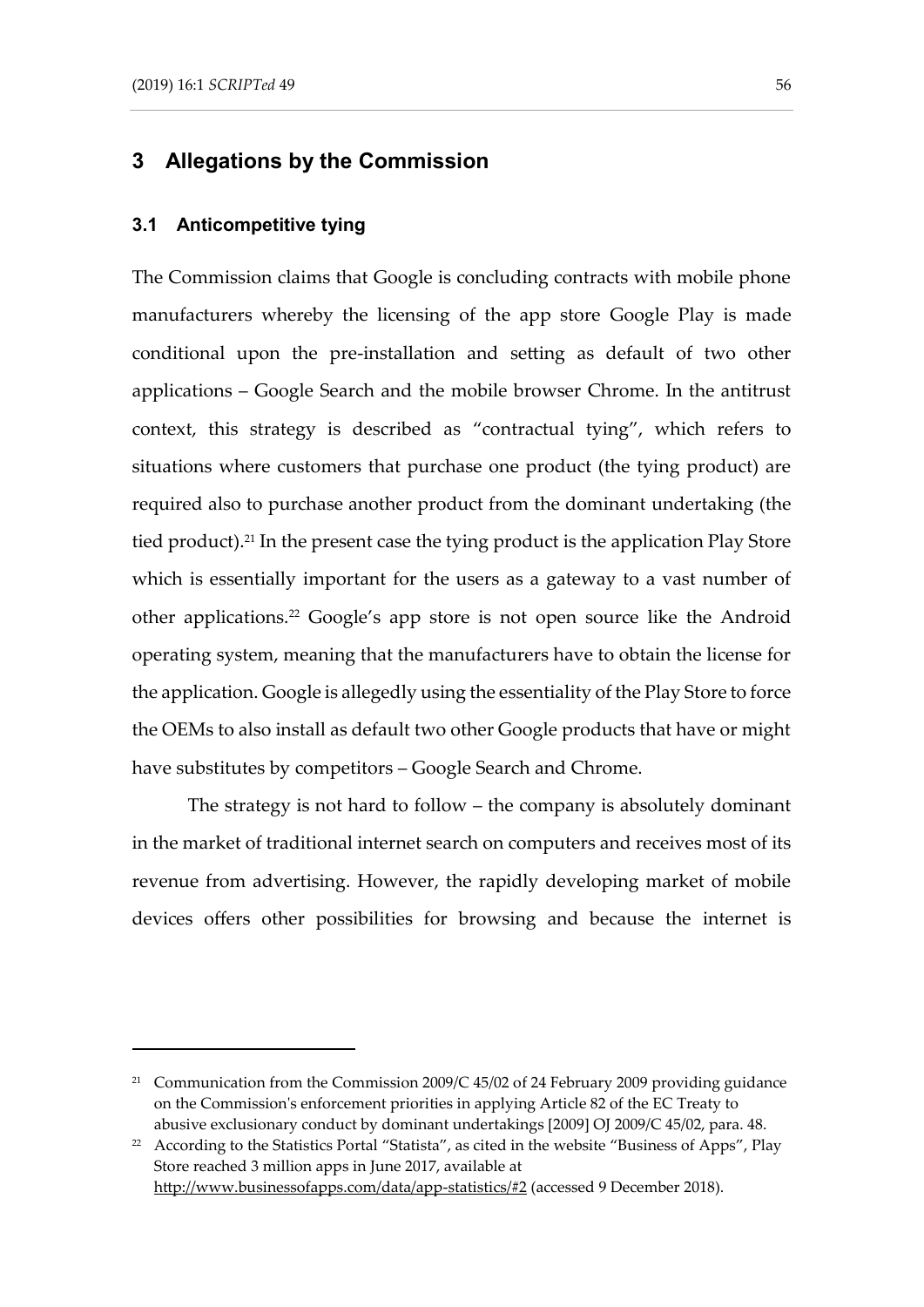## 3 Allegations by the Commission

### 3.1 Anticompetitive tying

The Commission claims that Google is concluding contracts with mobile phone manufacturers whereby the licensing of the app store Google Play is made conditional upon the pre-installation and setting as default of two other applications – Google Search and the mobile browser Chrome. In the antitrust context, this strategy is described as "contractual tying", which refers to situations where customers that purchase one product (the tying product) are required also to purchase another product from the dominant undertaking (the tied product).[21] In the present case the tying product is the application Play Store which is essentially important for the users as a gateway to a vast number of other applications.[22] Google's app store is not open source like the Android operating system, meaning that the manufacturers have to obtain the license for the application. Google is allegedly using the essentiality of the Play Store to force the OEMs to also install as default two other Google products that have or might have substitutes by competitors – Google Search and Chrome.

The strategy is not hard to follow – the company is absolutely dominant in the market of traditional internet search on computers and receives most of its revenue from advertising. However, the rapidly developing market of mobile devices offers other possibilities for browsing and because the internet is

---

[21] Communication from the Commission 2009/C 45/02 of 24 February 2009 providing guidance on the Commission's enforcement priorities in applying Article 82 of the EC Treaty to abusive exclusionary conduct by dominant undertakings [2009] OJ 2009/C 45/02, para. 48.

[22] According to the Statistics Portal "Statista", as cited in the website "Business of Apps", Play Store reached 3 million apps in June 2017, available at http://www.businessofapps.com/data/app-statistics/#2 (accessed 9 December 2018).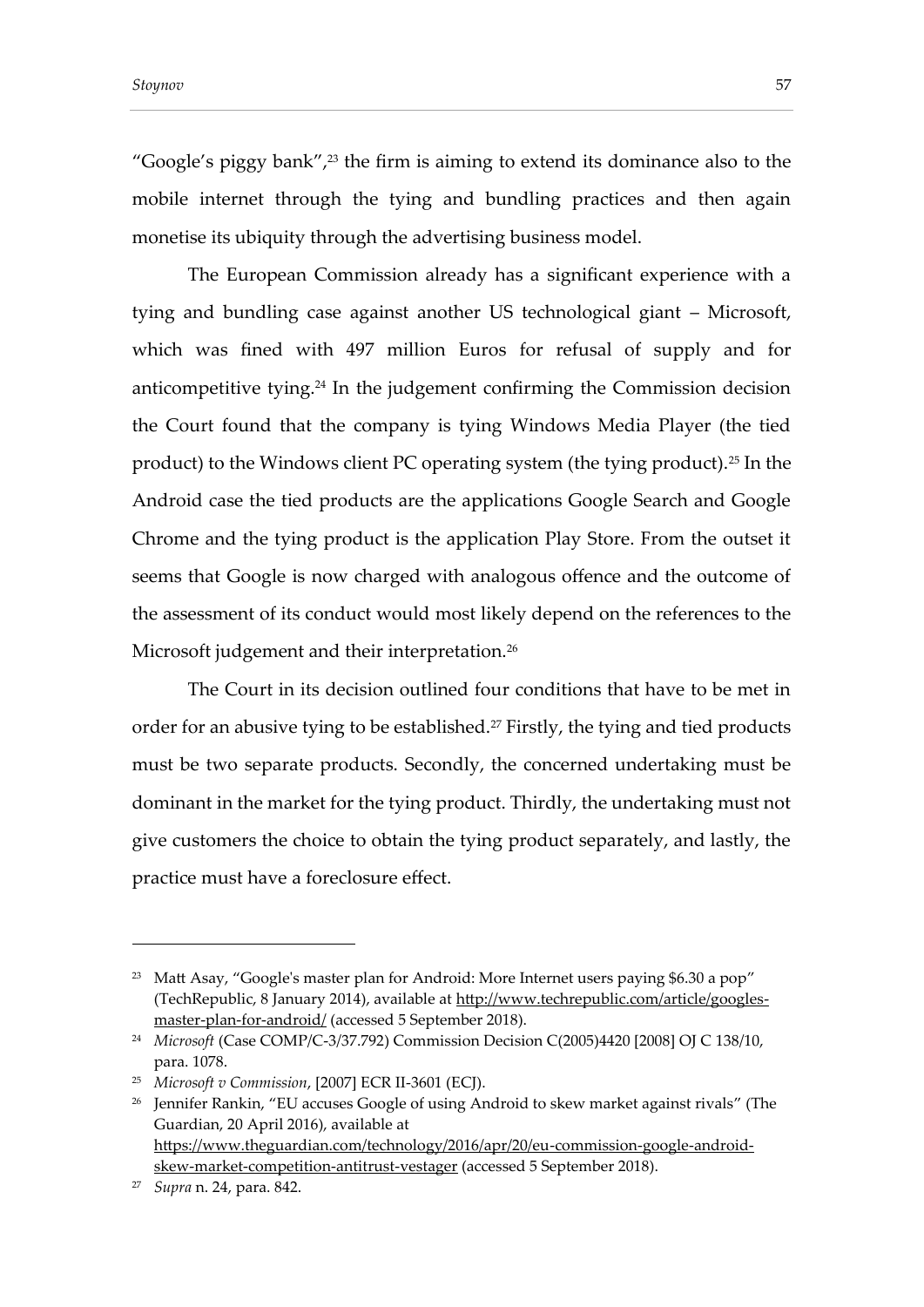"Google's piggy bank",[23] the firm is aiming to extend its dominance also to the mobile internet through the tying and bundling practices and then again monetise its ubiquity through the advertising business model.

The European Commission already has a significant experience with a tying and bundling case against another US technological giant – Microsoft, which was fined with 497 million Euros for refusal of supply and for anticompetitive tying.[24] In the judgement confirming the Commission decision the Court found that the company is tying Windows Media Player (the tied product) to the Windows client PC operating system (the tying product).[25] In the Android case the tied products are the applications Google Search and Google Chrome and the tying product is the application Play Store. From the outset it seems that Google is now charged with analogous offence and the outcome of the assessment of its conduct would most likely depend on the references to the Microsoft judgement and their interpretation.[26]

The Court in its decision outlined four conditions that have to be met in order for an abusive tying to be established.[27] Firstly, the tying and tied products must be two separate products. Secondly, the concerned undertaking must be dominant in the market for the tying product. Thirdly, the undertaking must not give customers the choice to obtain the tying product separately, and lastly, the practice must have a foreclosure effect.

---

[23] Matt Asay, "Google's master plan for Android: More Internet users paying $6.30 a pop" (TechRepublic, 8 January 2014), available at http://www.techrepublic.com/article/googles-master-plan-for-android/ (accessed 5 September 2018).

[24] *Microsoft* (Case COMP/C-3/37.792) Commission Decision C(2005)4420 [2008] OJ C 138/10, para. 1078.

[25] *Microsoft v Commission*, [2007] ECR II-3601 (ECJ).

[26] Jennifer Rankin, "EU accuses Google of using Android to skew market against rivals" (The Guardian, 20 April 2016), available at https://www.theguardian.com/technology/2016/apr/20/eu-commission-google-android-skew-market-competition-antitrust-vestager (accessed 5 September 2018).

[27] *Supra* n. 24, para. 842.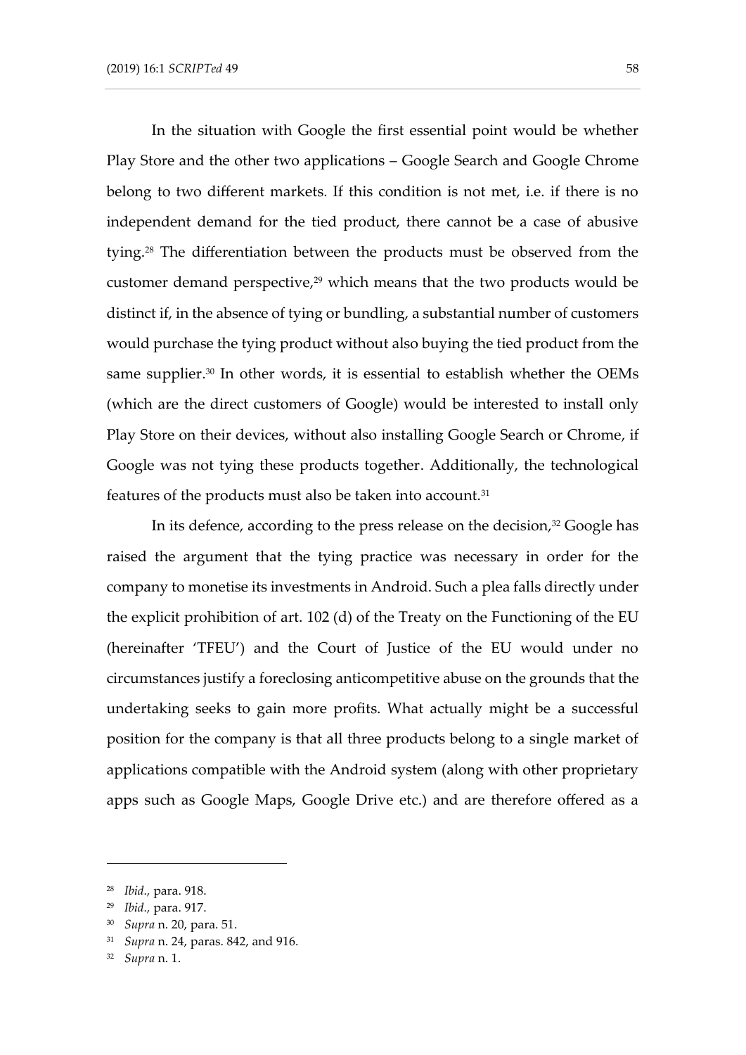In the situation with Google the first essential point would be whether Play Store and the other two applications – Google Search and Google Chrome belong to two different markets. If this condition is not met, i.e. if there is no independent demand for the tied product, there cannot be a case of abusive tying.[28] The differentiation between the products must be observed from the customer demand perspective,[29] which means that the two products would be distinct if, in the absence of tying or bundling, a substantial number of customers would purchase the tying product without also buying the tied product from the same supplier.[30] In other words, it is essential to establish whether the OEMs (which are the direct customers of Google) would be interested to install only Play Store on their devices, without also installing Google Search or Chrome, if Google was not tying these products together. Additionally, the technological features of the products must also be taken into account.[31]

In its defence, according to the press release on the decision,[32] Google has raised the argument that the tying practice was necessary in order for the company to monetise its investments in Android. Such a plea falls directly under the explicit prohibition of art. 102 (d) of the Treaty on the Functioning of the EU (hereinafter 'TFEU') and the Court of Justice of the EU would under no circumstances justify a foreclosing anticompetitive abuse on the grounds that the undertaking seeks to gain more profits. What actually might be a successful position for the company is that all three products belong to a single market of applications compatible with the Android system (along with other proprietary apps such as Google Maps, Google Drive etc.) and are therefore offered as a

---

[28] *Ibid.,* para. 918.

[29] *Ibid.,* para. 917.

[30] *Supra* n. 20, para. 51.

[31] *Supra* n. 24, paras. 842, and 916.

[32] *Supra* n. 1.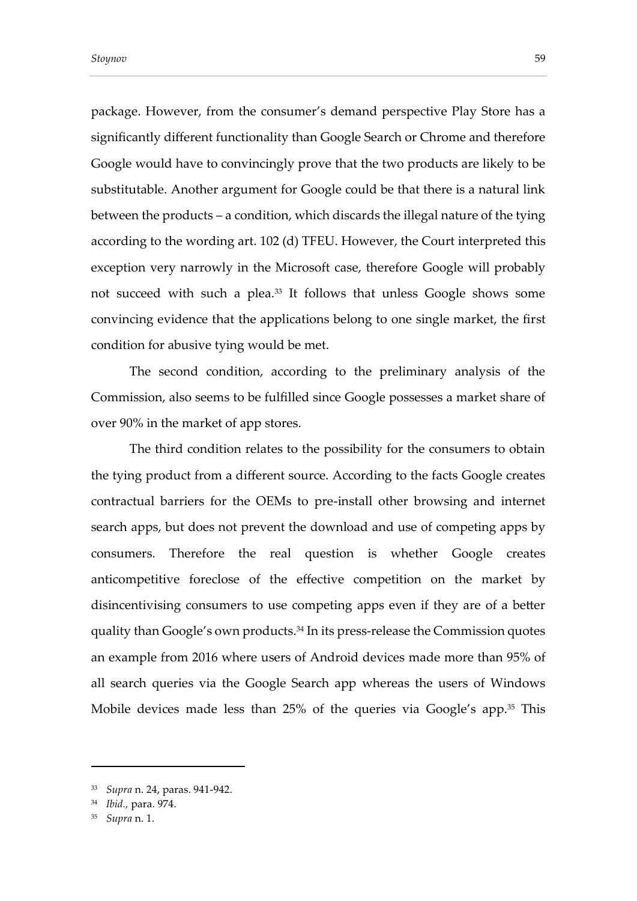package. However, from the consumer's demand perspective Play Store has a significantly different functionality than Google Search or Chrome and therefore Google would have to convincingly prove that the two products are likely to be substitutable. Another argument for Google could be that there is a natural link between the products – a condition, which discards the illegal nature of the tying according to the wording art. 102 (d) TFEU. However, the Court interpreted this exception very narrowly in the Microsoft case, therefore Google will probably not succeed with such a plea.[33] It follows that unless Google shows some convincing evidence that the applications belong to one single market, the first condition for abusive tying would be met.

The second condition, according to the preliminary analysis of the Commission, also seems to be fulfilled since Google possesses a market share of over 90% in the market of app stores.

The third condition relates to the possibility for the consumers to obtain the tying product from a different source. According to the facts Google creates contractual barriers for the OEMs to pre-install other browsing and internet search apps, but does not prevent the download and use of competing apps by consumers. Therefore the real question is whether Google creates anticompetitive foreclose of the effective competition on the market by disincentivising consumers to use competing apps even if they are of a better quality than Google's own products.[34] In its press-release the Commission quotes an example from 2016 where users of Android devices made more than 95% of all search queries via the Google Search app whereas the users of Windows Mobile devices made less than 25% of the queries via Google's app.[35] This

---

[33] *Supra* n. 24, paras. 941-942.

[34] *Ibid.,* para. 974.

[35] *Supra* n. 1.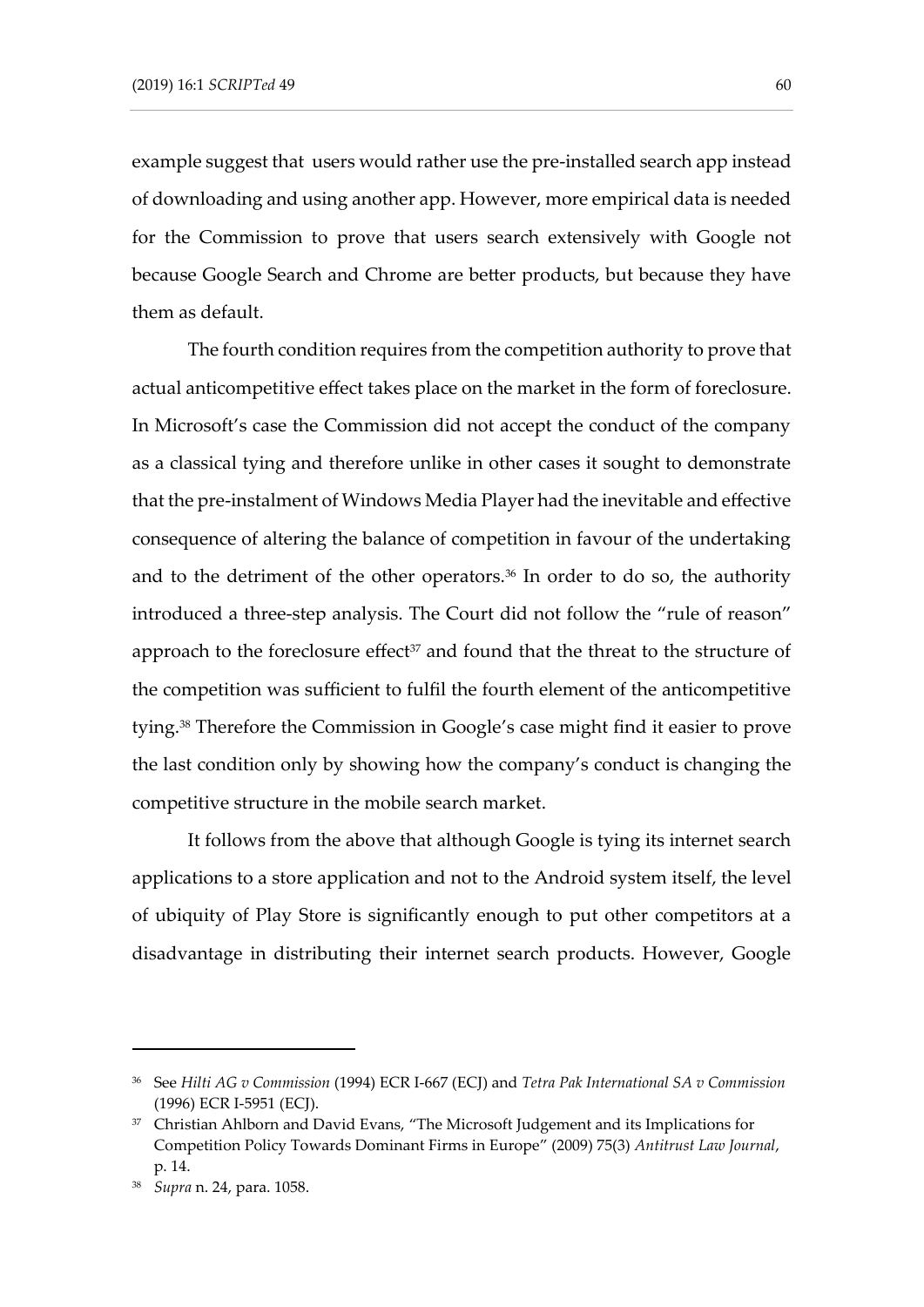example suggest that users would rather use the pre-installed search app instead of downloading and using another app. However, more empirical data is needed for the Commission to prove that users search extensively with Google not because Google Search and Chrome are better products, but because they have them as default.

The fourth condition requires from the competition authority to prove that actual anticompetitive effect takes place on the market in the form of foreclosure. In Microsoft's case the Commission did not accept the conduct of the company as a classical tying and therefore unlike in other cases it sought to demonstrate that the pre-instalment of Windows Media Player had the inevitable and effective consequence of altering the balance of competition in favour of the undertaking and to the detriment of the other operators.[36] In order to do so, the authority introduced a three-step analysis. The Court did not follow the "rule of reason" approach to the foreclosure effect[37] and found that the threat to the structure of the competition was sufficient to fulfil the fourth element of the anticompetitive tying.[38] Therefore the Commission in Google's case might find it easier to prove the last condition only by showing how the company's conduct is changing the competitive structure in the mobile search market.

It follows from the above that although Google is tying its internet search applications to a store application and not to the Android system itself, the level of ubiquity of Play Store is significantly enough to put other competitors at a disadvantage in distributing their internet search products. However, Google

---

[36] See *Hilti AG v Commission* (1994) ECR I-667 (ECJ) and *Tetra Pak International SA v Commission* (1996) ECR I-5951 (ECJ).

[37] Christian Ahlborn and David Evans, "The Microsoft Judgement and its Implications for Competition Policy Towards Dominant Firms in Europe" (2009) 75(3) *Antitrust Law Journal*, p. 14.

[38] *Supra* n. 24, para. 1058.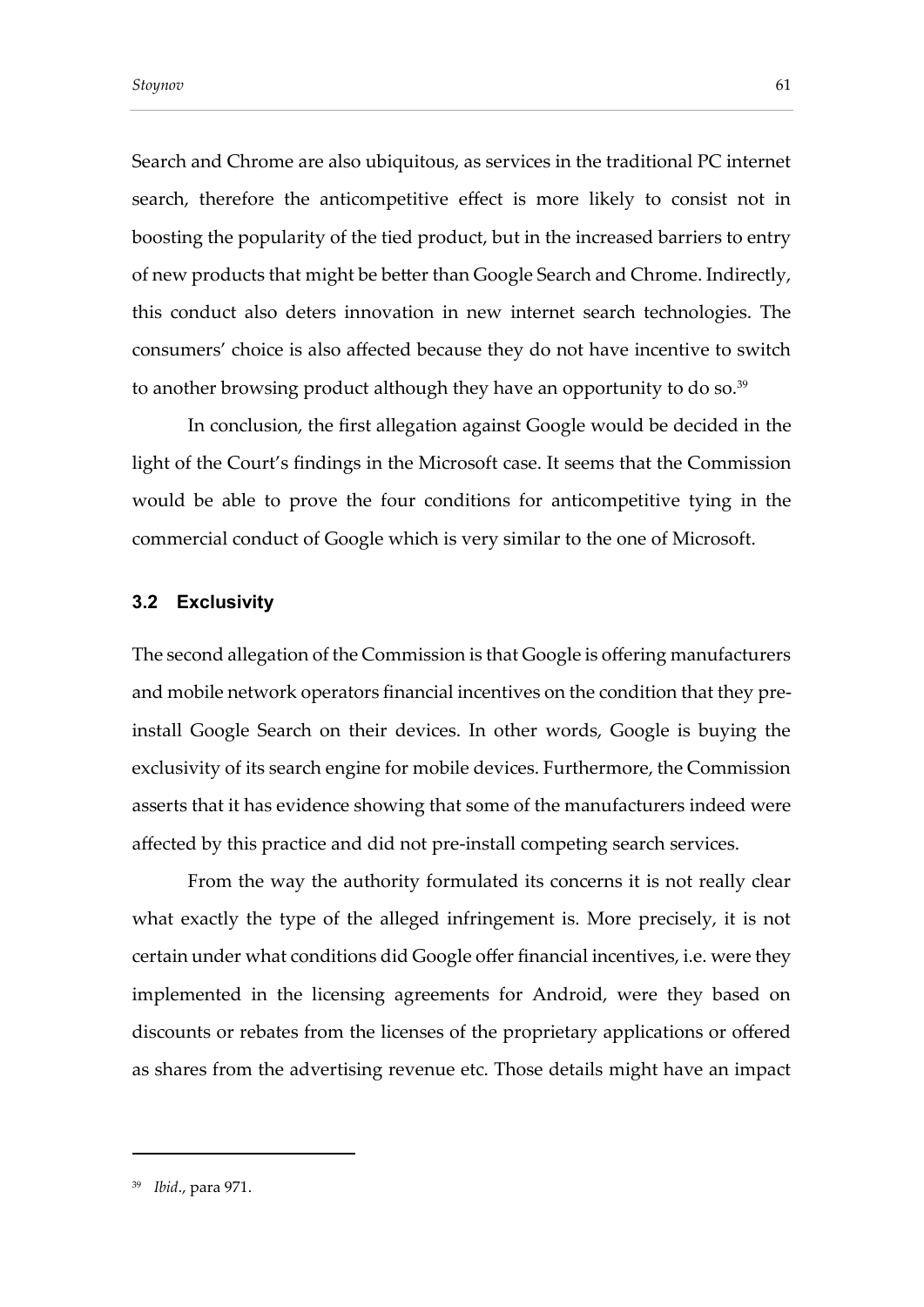Search and Chrome are also ubiquitous, as services in the traditional PC internet search, therefore the anticompetitive effect is more likely to consist not in boosting the popularity of the tied product, but in the increased barriers to entry of new products that might be better than Google Search and Chrome. Indirectly, this conduct also deters innovation in new internet search technologies. The consumers' choice is also affected because they do not have incentive to switch to another browsing product although they have an opportunity to do so.[39]

In conclusion, the first allegation against Google would be decided in the light of the Court's findings in the Microsoft case. It seems that the Commission would be able to prove the four conditions for anticompetitive tying in the commercial conduct of Google which is very similar to the one of Microsoft.

### 3.2 Exclusivity

The second allegation of the Commission is that Google is offering manufacturers and mobile network operators financial incentives on the condition that they pre-install Google Search on their devices. In other words, Google is buying the exclusivity of its search engine for mobile devices. Furthermore, the Commission asserts that it has evidence showing that some of the manufacturers indeed were affected by this practice and did not pre-install competing search services.

From the way the authority formulated its concerns it is not really clear what exactly the type of the alleged infringement is. More precisely, it is not certain under what conditions did Google offer financial incentives, i.e. were they implemented in the licensing agreements for Android, were they based on discounts or rebates from the licenses of the proprietary applications or offered as shares from the advertising revenue etc. Those details might have an impact

---

[39] *Ibid*., para 971.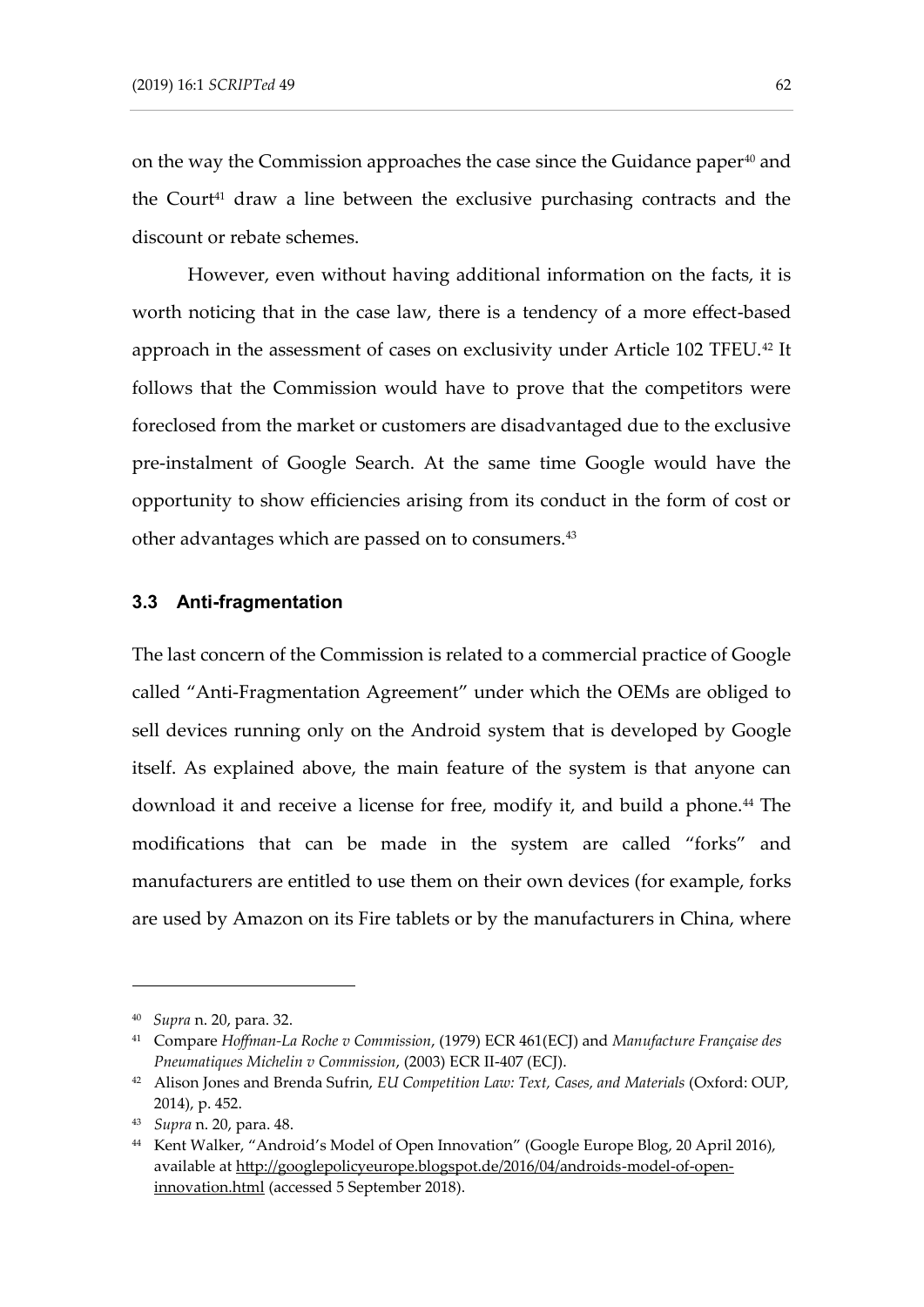on the way the Commission approaches the case since the Guidance paper[40] and the Court[41] draw a line between the exclusive purchasing contracts and the discount or rebate schemes.

However, even without having additional information on the facts, it is worth noticing that in the case law, there is a tendency of a more effect-based approach in the assessment of cases on exclusivity under Article 102 TFEU.[42] It follows that the Commission would have to prove that the competitors were foreclosed from the market or customers are disadvantaged due to the exclusive pre-instalment of Google Search. At the same time Google would have the opportunity to show efficiencies arising from its conduct in the form of cost or other advantages which are passed on to consumers.[43]

### 3.3 Anti-fragmentation

The last concern of the Commission is related to a commercial practice of Google called "Anti-Fragmentation Agreement" under which the OEMs are obliged to sell devices running only on the Android system that is developed by Google itself. As explained above, the main feature of the system is that anyone can download it and receive a license for free, modify it, and build a phone.[44] The modifications that can be made in the system are called "forks" and manufacturers are entitled to use them on their own devices (for example, forks are used by Amazon on its Fire tablets or by the manufacturers in China, where

---

[40] *Supra* n. 20, para. 32.

[41] Compare *Hoffman-La Roche v Commission*, (1979) ECR 461(ECJ) and *Manufacture Française des Pneumatiques Michelin v Commission*, (2003) ECR II-407 (ECJ).

[42] Alison Jones and Brenda Sufrin, *EU Competition Law: Text, Cases, and Materials* (Oxford: OUP, 2014), p. 452.

[43] *Supra* n. 20, para. 48.

[44] Kent Walker, "Android's Model of Open Innovation" (Google Europe Blog, 20 April 2016), available at http://googlepolicyeurope.blogspot.de/2016/04/androids-model-of-open-innovation.html (accessed 5 September 2018).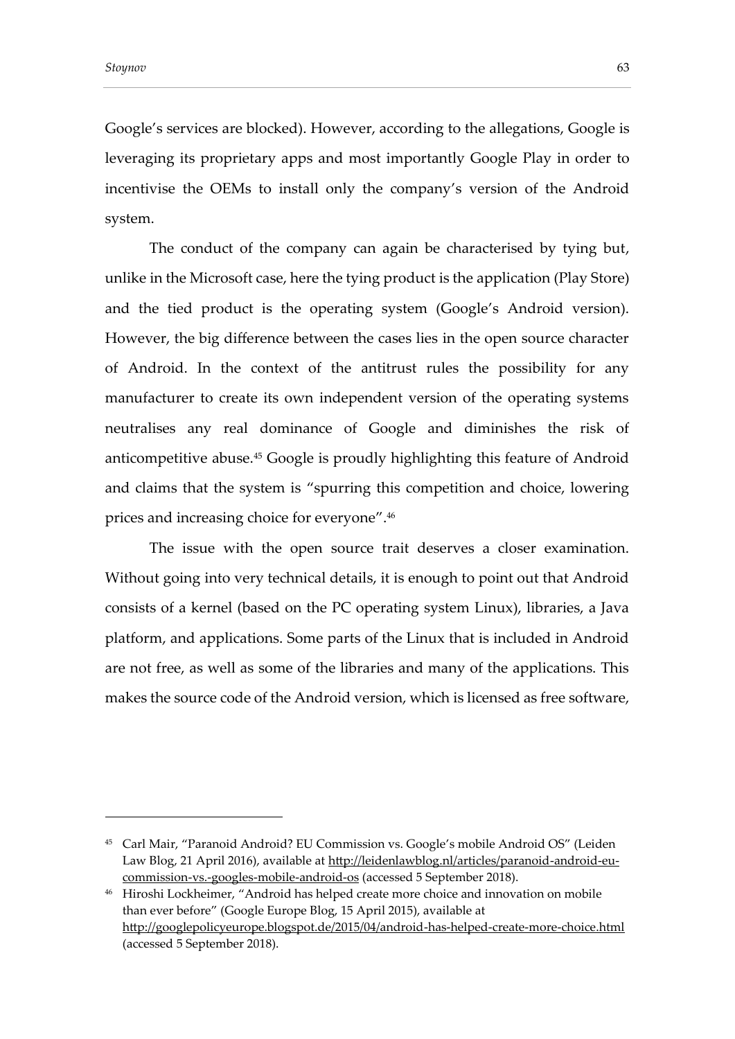Google's services are blocked). However, according to the allegations, Google is leveraging its proprietary apps and most importantly Google Play in order to incentivise the OEMs to install only the company's version of the Android system.

The conduct of the company can again be characterised by tying but, unlike in the Microsoft case, here the tying product is the application (Play Store) and the tied product is the operating system (Google's Android version). However, the big difference between the cases lies in the open source character of Android. In the context of the antitrust rules the possibility for any manufacturer to create its own independent version of the operating systems neutralises any real dominance of Google and diminishes the risk of anticompetitive abuse.[45] Google is proudly highlighting this feature of Android and claims that the system is "spurring this competition and choice, lowering prices and increasing choice for everyone".[46]

The issue with the open source trait deserves a closer examination. Without going into very technical details, it is enough to point out that Android consists of a kernel (based on the PC operating system Linux), libraries, a Java platform, and applications. Some parts of the Linux that is included in Android are not free, as well as some of the libraries and many of the applications. This makes the source code of the Android version, which is licensed as free software,

---

[45] Carl Mair, "Paranoid Android? EU Commission vs. Google's mobile Android OS" (Leiden Law Blog, 21 April 2016), available at http://leidenlawblog.nl/articles/paranoid-android-eu-commission-vs.-googles-mobile-android-os (accessed 5 September 2018).

[46] Hiroshi Lockheimer, "Android has helped create more choice and innovation on mobile than ever before" (Google Europe Blog, 15 April 2015), available at http://googlepolicyeurope.blogspot.de/2015/04/android-has-helped-create-more-choice.html (accessed 5 September 2018).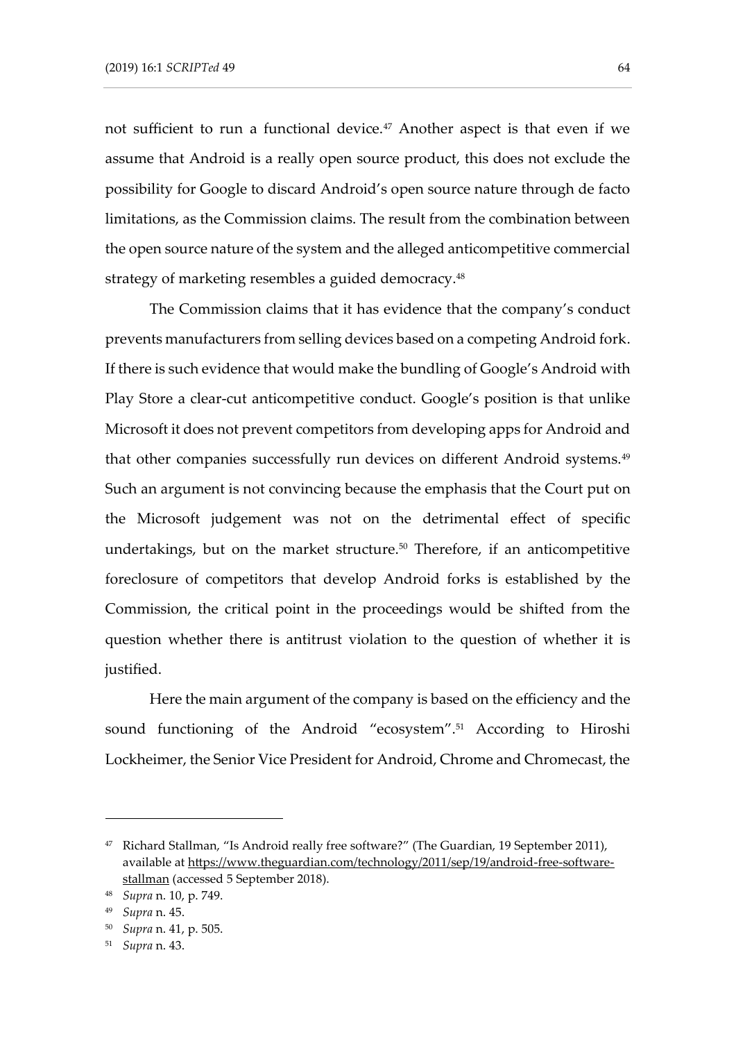not sufficient to run a functional device.[47] Another aspect is that even if we assume that Android is a really open source product, this does not exclude the possibility for Google to discard Android's open source nature through de facto limitations, as the Commission claims. The result from the combination between the open source nature of the system and the alleged anticompetitive commercial strategy of marketing resembles a guided democracy.[48]

The Commission claims that it has evidence that the company's conduct prevents manufacturers from selling devices based on a competing Android fork. If there is such evidence that would make the bundling of Google's Android with Play Store a clear-cut anticompetitive conduct. Google's position is that unlike Microsoft it does not prevent competitors from developing apps for Android and that other companies successfully run devices on different Android systems.[49] Such an argument is not convincing because the emphasis that the Court put on the Microsoft judgement was not on the detrimental effect of specific undertakings, but on the market structure.[50] Therefore, if an anticompetitive foreclosure of competitors that develop Android forks is established by the Commission, the critical point in the proceedings would be shifted from the question whether there is antitrust violation to the question of whether it is justified.

Here the main argument of the company is based on the efficiency and the sound functioning of the Android "ecosystem".[51] According to Hiroshi Lockheimer, the Senior Vice President for Android, Chrome and Chromecast, the

---

[47] Richard Stallman, "Is Android really free software?" (The Guardian, 19 September 2011), available at https://www.theguardian.com/technology/2011/sep/19/android-free-software-stallman (accessed 5 September 2018).

[48] *Supra* n. 10, p. 749.

[49] *Supra* n. 45.

[50] *Supra* n. 41, p. 505.

[51] *Supra* n. 43.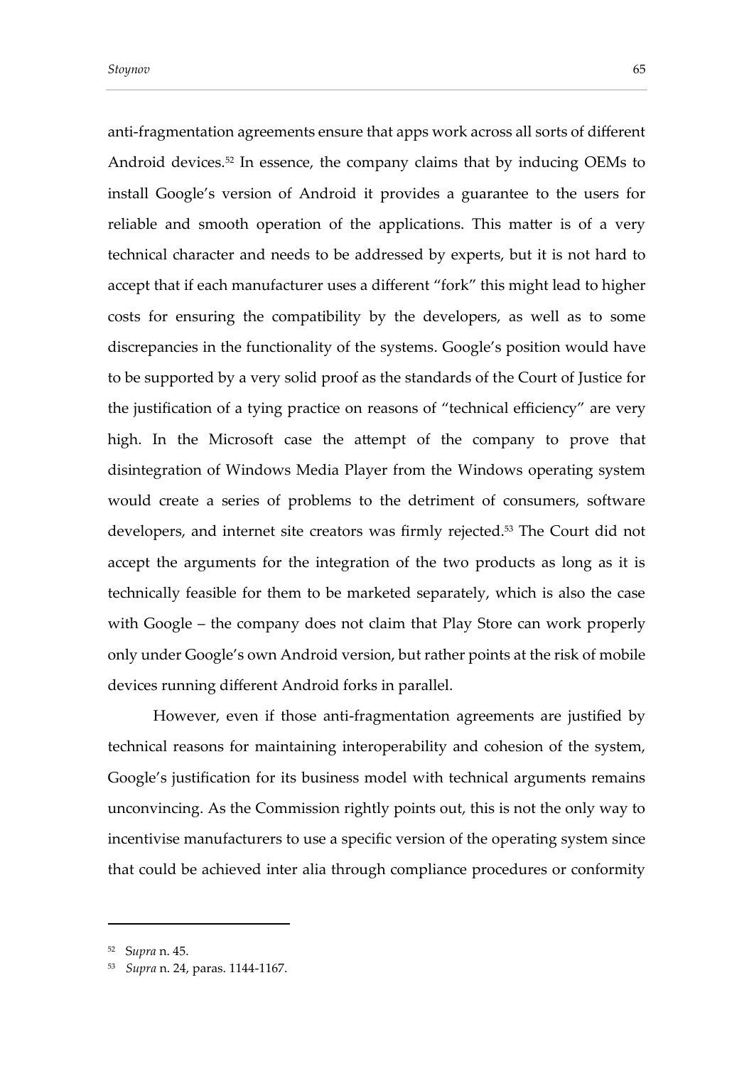anti-fragmentation agreements ensure that apps work across all sorts of different Android devices.[52] In essence, the company claims that by inducing OEMs to install Google's version of Android it provides a guarantee to the users for reliable and smooth operation of the applications. This matter is of a very technical character and needs to be addressed by experts, but it is not hard to accept that if each manufacturer uses a different "fork" this might lead to higher costs for ensuring the compatibility by the developers, as well as to some discrepancies in the functionality of the systems. Google's position would have to be supported by a very solid proof as the standards of the Court of Justice for the justification of a tying practice on reasons of "technical efficiency" are very high. In the Microsoft case the attempt of the company to prove that disintegration of Windows Media Player from the Windows operating system would create a series of problems to the detriment of consumers, software developers, and internet site creators was firmly rejected.[53] The Court did not accept the arguments for the integration of the two products as long as it is technically feasible for them to be marketed separately, which is also the case with Google – the company does not claim that Play Store can work properly only under Google's own Android version, but rather points at the risk of mobile devices running different Android forks in parallel.

However, even if those anti-fragmentation agreements are justified by technical reasons for maintaining interoperability and cohesion of the system, Google's justification for its business model with technical arguments remains unconvincing. As the Commission rightly points out, this is not the only way to incentivise manufacturers to use a specific version of the operating system since that could be achieved inter alia through compliance procedures or conformity

---

[52] S*upra* n. 45.

[53] *Supra* n. 24, paras. 1144-1167.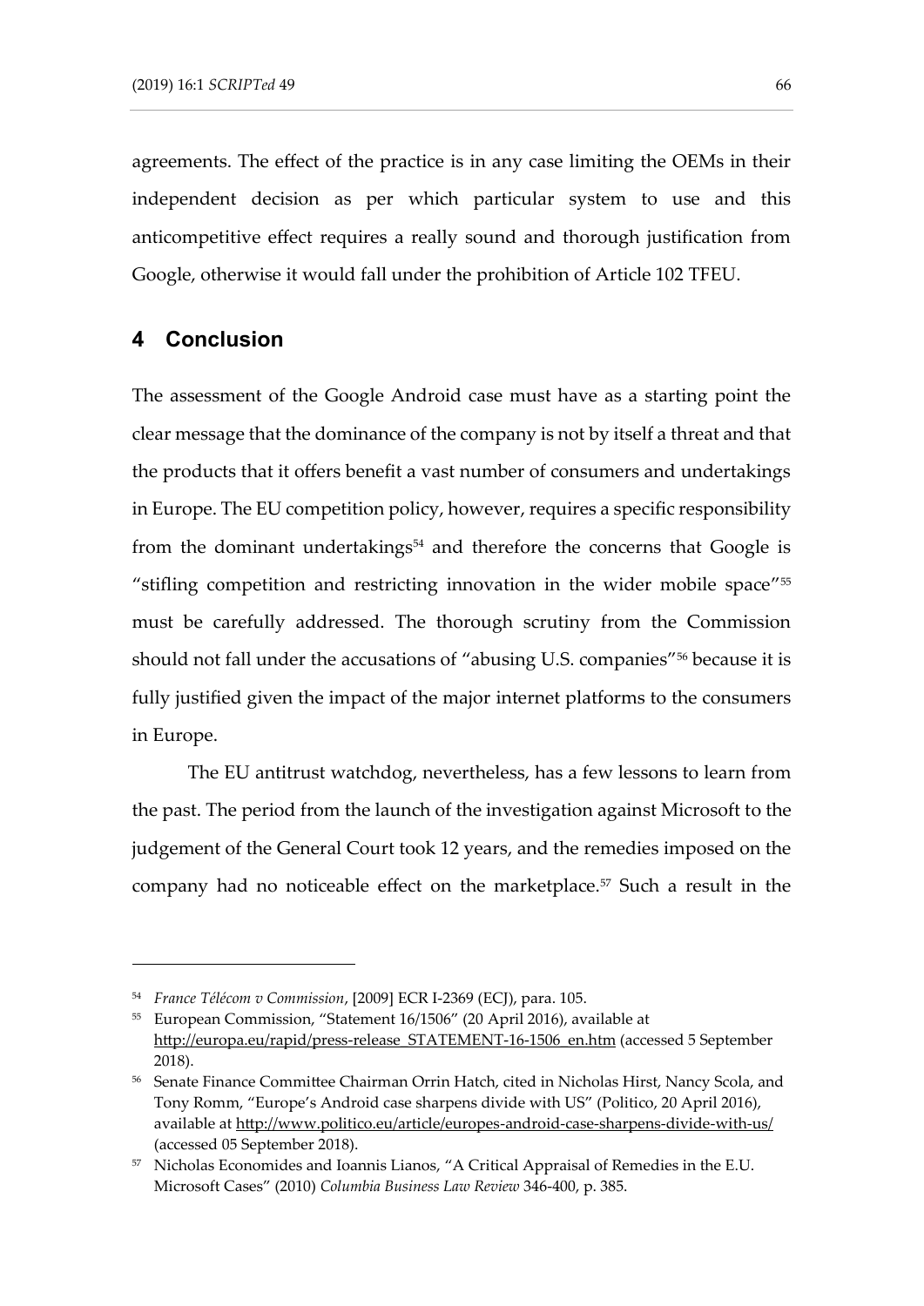agreements. The effect of the practice is in any case limiting the OEMs in their independent decision as per which particular system to use and this anticompetitive effect requires a really sound and thorough justification from Google, otherwise it would fall under the prohibition of Article 102 TFEU.

## 4 Conclusion

The assessment of the Google Android case must have as a starting point the clear message that the dominance of the company is not by itself a threat and that the products that it offers benefit a vast number of consumers and undertakings in Europe. The EU competition policy, however, requires a specific responsibility from the dominant undertakings[54] and therefore the concerns that Google is "stifling competition and restricting innovation in the wider mobile space"[55] must be carefully addressed. The thorough scrutiny from the Commission should not fall under the accusations of "abusing U.S. companies"[56] because it is fully justified given the impact of the major internet platforms to the consumers in Europe.

The EU antitrust watchdog, nevertheless, has a few lessons to learn from the past. The period from the launch of the investigation against Microsoft to the judgement of the General Court took 12 years, and the remedies imposed on the company had no noticeable effect on the marketplace.[57] Such a result in the

---

[54] *France Télécom v Commission*, [2009] ECR I-2369 (ECJ), para. 105.

[55] European Commission, "Statement 16/1506" (20 April 2016), available at http://europa.eu/rapid/press-release_STATEMENT-16-1506_en.htm (accessed 5 September 2018).

[56] Senate Finance Committee Chairman Orrin Hatch, cited in Nicholas Hirst, Nancy Scola, and Tony Romm, "Europe's Android case sharpens divide with US" (Politico, 20 April 2016), available at http://www.politico.eu/article/europes-android-case-sharpens-divide-with-us/ (accessed 05 September 2018).

[57] Nicholas Economides and Ioannis Lianos, "A Critical Appraisal of Remedies in the E.U. Microsoft Cases" (2010) *Columbia Business Law Review* 346-400, p. 385.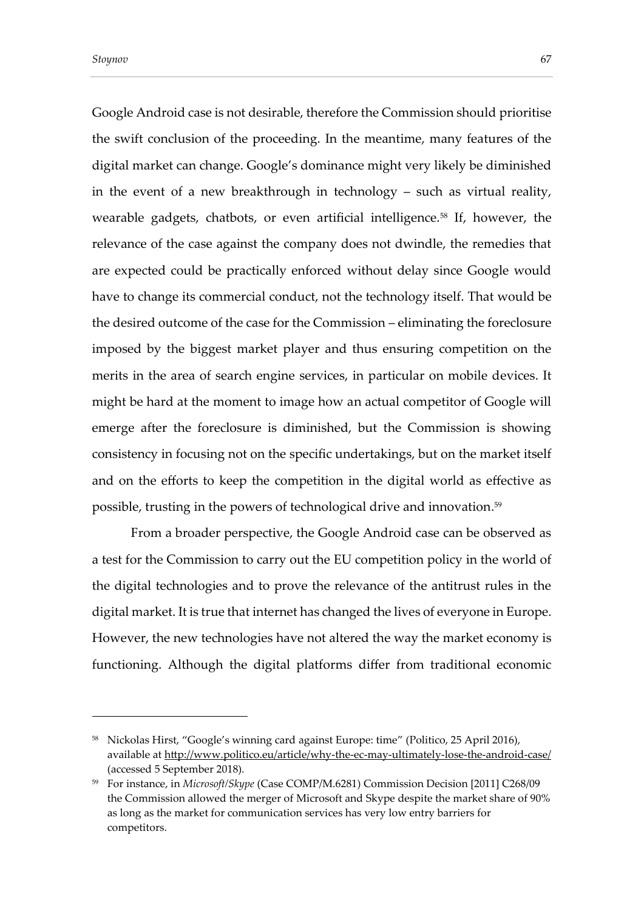Google Android case is not desirable, therefore the Commission should prioritise the swift conclusion of the proceeding. In the meantime, many features of the digital market can change. Google's dominance might very likely be diminished in the event of a new breakthrough in technology – such as virtual reality, wearable gadgets, chatbots, or even artificial intelligence.[58] If, however, the relevance of the case against the company does not dwindle, the remedies that are expected could be practically enforced without delay since Google would have to change its commercial conduct, not the technology itself. That would be the desired outcome of the case for the Commission – eliminating the foreclosure imposed by the biggest market player and thus ensuring competition on the merits in the area of search engine services, in particular on mobile devices. It might be hard at the moment to image how an actual competitor of Google will emerge after the foreclosure is diminished, but the Commission is showing consistency in focusing not on the specific undertakings, but on the market itself and on the efforts to keep the competition in the digital world as effective as possible, trusting in the powers of technological drive and innovation.[59]

From a broader perspective, the Google Android case can be observed as a test for the Commission to carry out the EU competition policy in the world of the digital technologies and to prove the relevance of the antitrust rules in the digital market. It is true that internet has changed the lives of everyone in Europe. However, the new technologies have not altered the way the market economy is functioning. Although the digital platforms differ from traditional economic

---

[58] Nickolas Hirst, "Google's winning card against Europe: time" (Politico, 25 April 2016), available at http://www.politico.eu/article/why-the-ec-may-ultimately-lose-the-android-case/ (accessed 5 September 2018).

[59] For instance, in *Microsoft/Skype* (Case COMP/M.6281) Commission Decision [2011] C268/09 the Commission allowed the merger of Microsoft and Skype despite the market share of 90% as long as the market for communication services has very low entry barriers for competitors.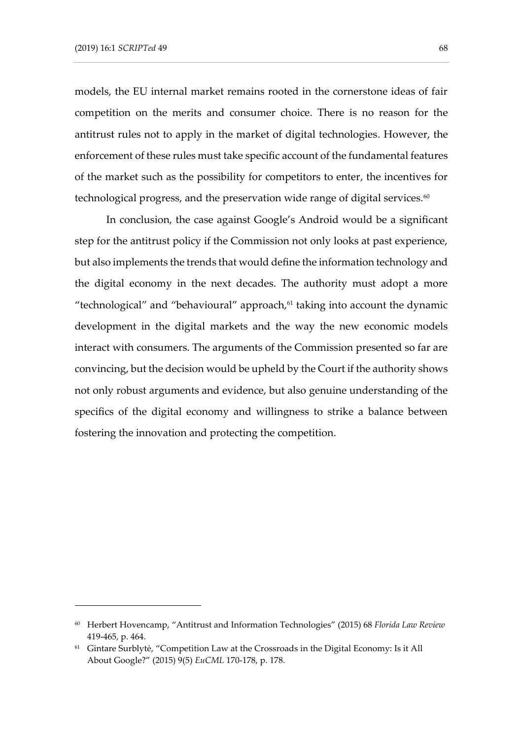models, the EU internal market remains rooted in the cornerstone ideas of fair competition on the merits and consumer choice. There is no reason for the antitrust rules not to apply in the market of digital technologies. However, the enforcement of these rules must take specific account of the fundamental features of the market such as the possibility for competitors to enter, the incentives for technological progress, and the preservation wide range of digital services.[60]

In conclusion, the case against Google's Android would be a significant step for the antitrust policy if the Commission not only looks at past experience, but also implements the trends that would define the information technology and the digital economy in the next decades. The authority must adopt a more "technological" and "behavioural" approach,[61] taking into account the dynamic development in the digital markets and the way the new economic models interact with consumers. The arguments of the Commission presented so far are convincing, but the decision would be upheld by the Court if the authority shows not only robust arguments and evidence, but also genuine understanding of the specifics of the digital economy and willingness to strike a balance between fostering the innovation and protecting the competition.

---

[60] Herbert Hovencamp, "Antitrust and Information Technologies" (2015) 68 *Florida Law Review* 419-465, p. 464.

[61] Gintare Surblytė, "Competition Law at the Crossroads in the Digital Economy: Is it All About Google?" (2015) 9(5) *EuCML* 170-178, p. 178.